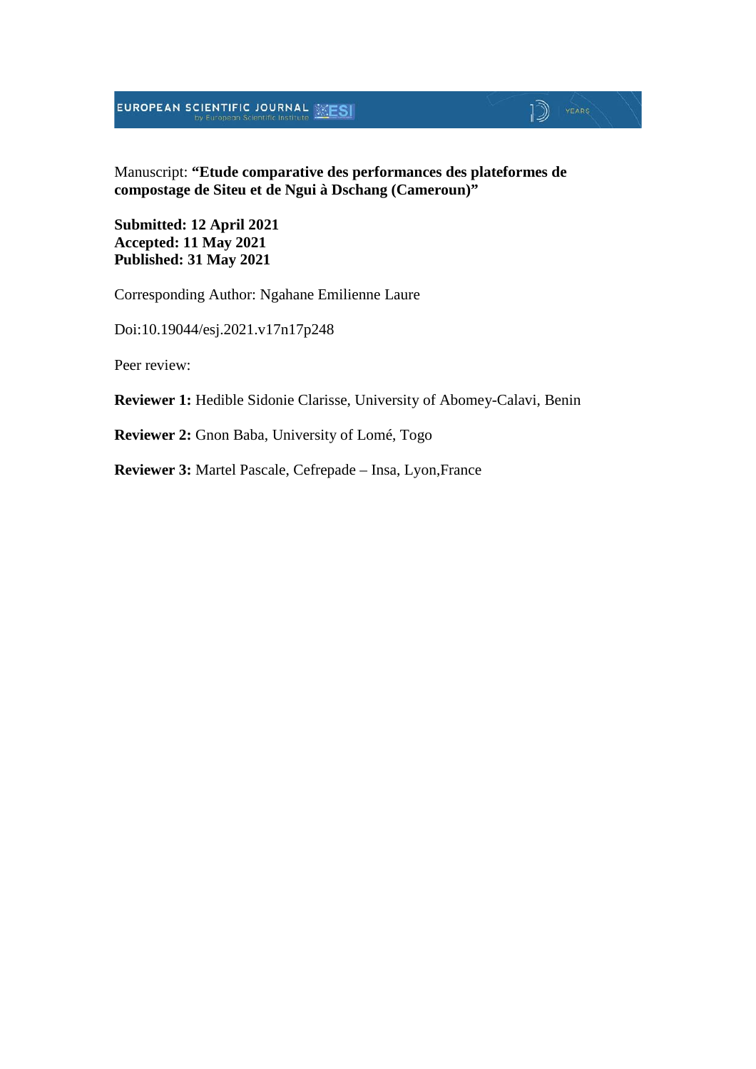Manuscript: **“Etude comparative des performances des plateformes de compostage de Siteu et de Ngui à Dschang (Cameroun)”**

**Submitted: 12 April 2021**
**Accepted: 11 May 2021**
**Published: 31 May 2021**

Corresponding Author: Ngahane Emilienne Laure

Doi:10.19044/esj.2021.v17n17p248

Peer review:

**Reviewer 1:** Hedible Sidonie Clarisse, University of Abomey-Calavi, Benin

**Reviewer 2:** Gnon Baba, University of Lomé, Togo

**Reviewer 3:** Martel Pascale, Cefrepade – Insa, Lyon,France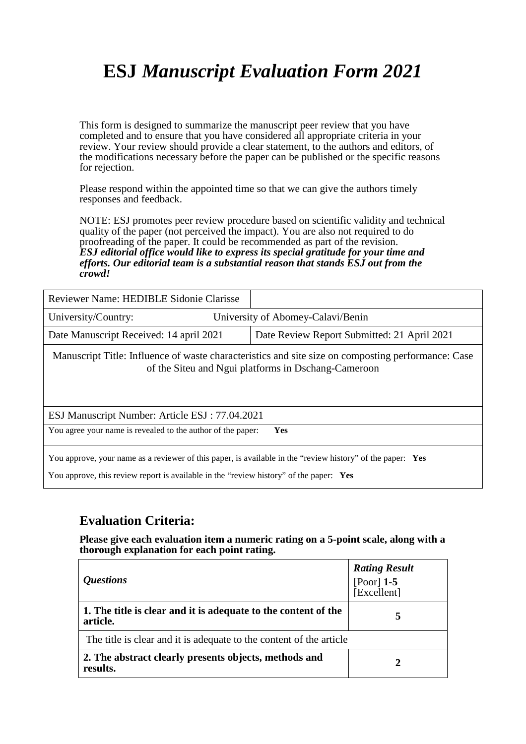# ESJ *Manuscript Evaluation Form 2021*

This form is designed to summarize the manuscript peer review that you have completed and to ensure that you have considered all appropriate criteria in your review. Your review should provide a clear statement, to the authors and editors, of the modifications necessary before the paper can be published or the specific reasons for rejection.

Please respond within the appointed time so that we can give the authors timely responses and feedback.

NOTE: ESJ promotes peer review procedure based on scientific validity and technical quality of the paper (not perceived the impact). You are also not required to do proofreading of the paper. It could be recommended as part of the revision.
***ESJ editorial office would like to express its special gratitude for your time and efforts. Our editorial team is a substantial reason that stands ESJ out from the crowd!***

| Reviewer Name: HEDIBLE Sidonie Clarisse | |
|---|---|
| University/Country: | University of Abomey-Calavi/Benin |
| Date Manuscript Received: 14 april 2021 | Date Review Report Submitted: 21 April 2021 |
| Manuscript Title: Influence of waste characteristics and site size on composting performance: Case of the Siteu and Ngui platforms in Dschang-Cameroon | |
| ESJ Manuscript Number: Article ESJ : 77.04.2021 | |
| You agree your name is revealed to the author of the paper: **Yes** | |
| You approve, your name as a reviewer of this paper, is available in the "review history" of the paper: **Yes**<br>You approve, this review report is available in the "review history" of the paper: **Yes** | |

## Evaluation Criteria:

**Please give each evaluation item a numeric rating on a 5-point scale, along with a thorough explanation for each point rating.**

| *Questions* | ***Rating Result*** [Poor] **1-5** [Excellent] |
|---|---|
| **1. The title is clear and it is adequate to the content of the article.** | **5** |
| The title is clear and it is adequate to the content of the article | |
| **2. The abstract clearly presents objects, methods and results.** | **2** |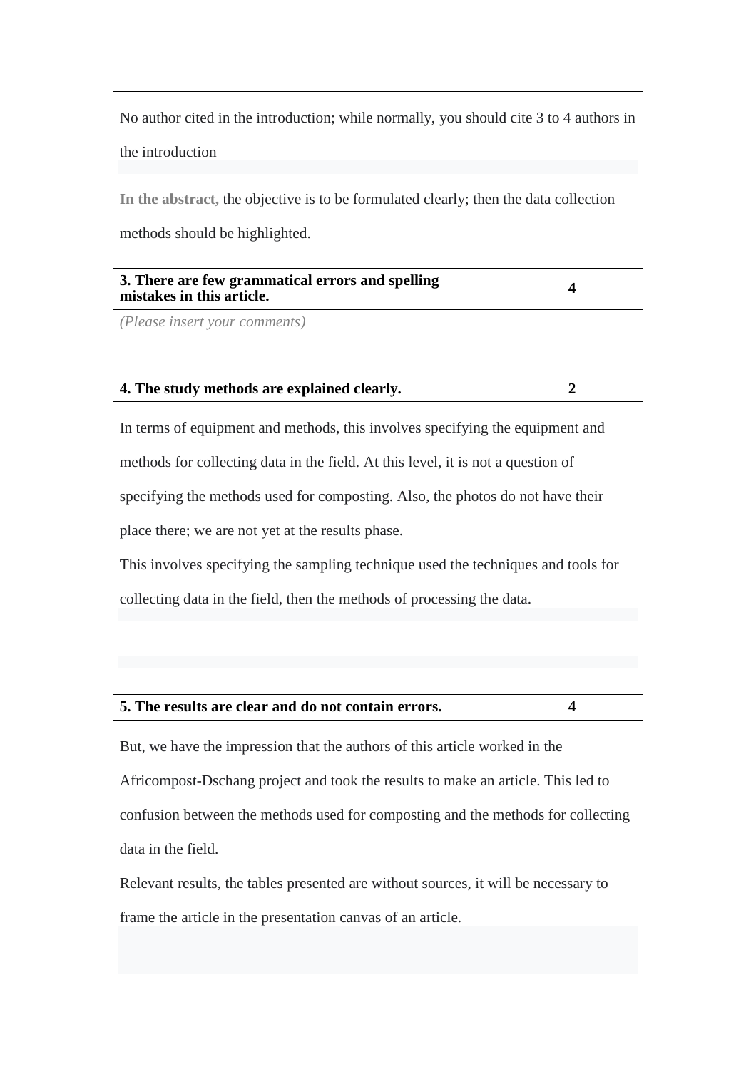| | |
|---|---|
| No author cited in the introduction; while normally, you should cite 3 to 4 authors in the introduction<br><br>**In the abstract,** the objective is to be formulated clearly; then the data collection methods should be highlighted. | |
| **3. There are few grammatical errors and spelling mistakes in this article.** | **4** |
| *(Please insert your comments)* | |
| **4. The study methods are explained clearly.** | **2** |
| In terms of equipment and methods, this involves specifying the equipment and methods for collecting data in the field. At this level, it is not a question of specifying the methods used for composting. Also, the photos do not have their place there; we are not yet at the results phase.<br>This involves specifying the sampling technique used the techniques and tools for collecting data in the field, then the methods of processing the data. | |
| **5. The results are clear and do not contain errors.** | **4** |
| But, we have the impression that the authors of this article worked in the Africompost-Dschang project and took the results to make an article. This led to confusion between the methods used for composting and the methods for collecting data in the field.<br>Relevant results, the tables presented are without sources, it will be necessary to frame the article in the presentation canvas of an article. | |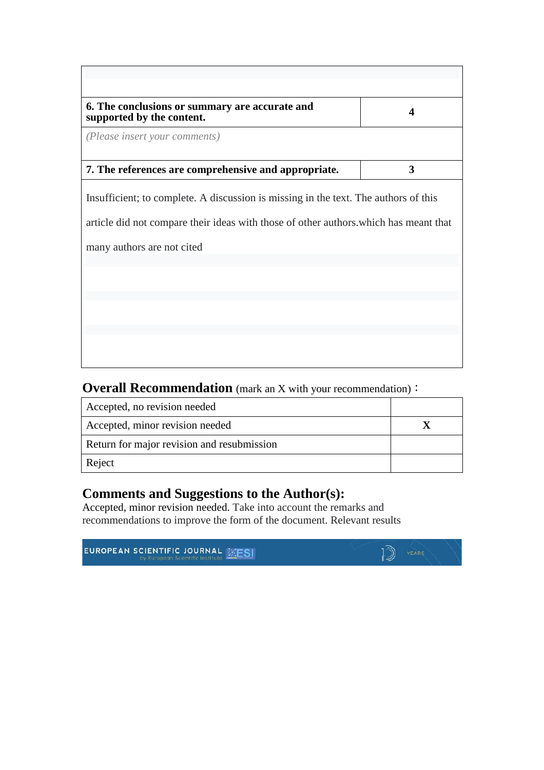| 6. The conclusions or summary are accurate and supported by the content. | 4 |
|---|---|
| *(Please insert your comments)* | |
| **7. The references are comprehensive and appropriate.** | **3** |
| Insufficient; to complete. A discussion is missing in the text. The authors of this article did not compare their ideas with those of other authors.which has meant that many authors are not cited | |

## Overall Recommendation (mark an X with your recommendation)：

| Accepted, no revision needed | |
|---|---|
| Accepted, minor revision needed | X |
| Return for major revision and resubmission | |
| Reject | |

## Comments and Suggestions to the Author(s):

Accepted, minor revision needed. Take into account the remarks and recommendations to improve the form of the document. Relevant results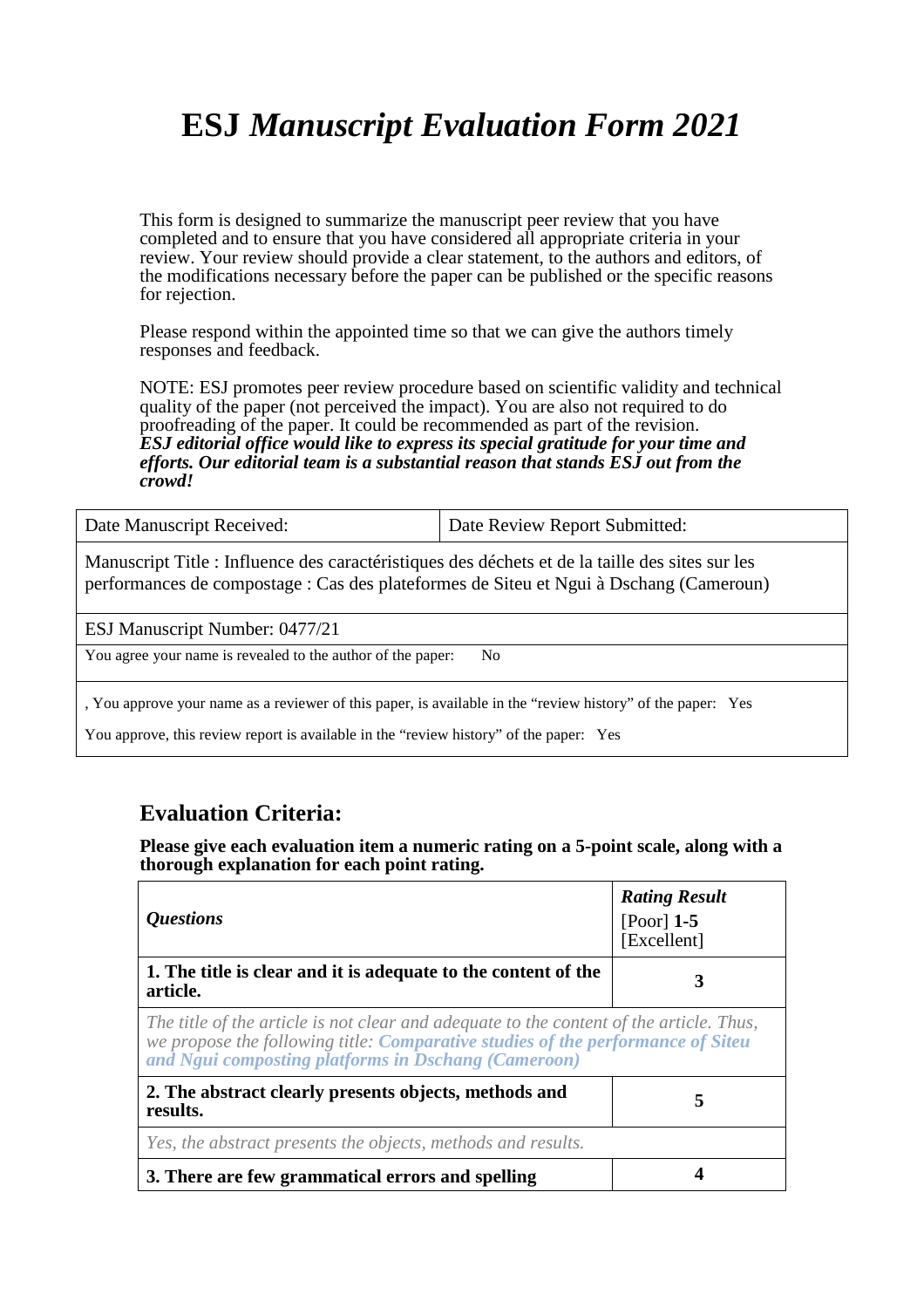# ESJ *Manuscript Evaluation Form 2021*

This form is designed to summarize the manuscript peer review that you have completed and to ensure that you have considered all appropriate criteria in your review. Your review should provide a clear statement, to the authors and editors, of the modifications necessary before the paper can be published or the specific reasons for rejection.

Please respond within the appointed time so that we can give the authors timely responses and feedback.

NOTE: ESJ promotes peer review procedure based on scientific validity and technical quality of the paper (not perceived the impact). You are also not required to do proofreading of the paper. It could be recommended as part of the revision.
***ESJ editorial office would like to express its special gratitude for your time and efforts. Our editorial team is a substantial reason that stands ESJ out from the crowd!***

| Date Manuscript Received: | Date Review Report Submitted: |
|---|---|
| Manuscript Title : Influence des caractéristiques des déchets et de la taille des sites sur les performances de compostage : Cas des plateformes de Siteu et Ngui à Dschang (Cameroun) | |
| ESJ Manuscript Number: 0477/21 | |
| You agree your name is revealed to the author of the paper: No | |
| , You approve your name as a reviewer of this paper, is available in the "review history" of the paper: Yes<br>You approve, this review report is available in the "review history" of the paper: Yes | |

## Evaluation Criteria:

**Please give each evaluation item a numeric rating on a 5-point scale, along with a thorough explanation for each point rating.**

| *Questions* | ***Rating Result*** [Poor] **1-5** [Excellent] |
|---|---|
| **1. The title is clear and it is adequate to the content of the article.** | **3** |
| *The title of the article is not clear and adequate to the content of the article. Thus, we propose the following title:* ***Comparative studies of the performance of Siteu and Ngui composting platforms in Dschang (Cameroon)*** | |
| **2. The abstract clearly presents objects, methods and results.** | **5** |
| *Yes, the abstract presents the objects, methods and results.* | |
| **3. There are few grammatical errors and spelling** | **4** |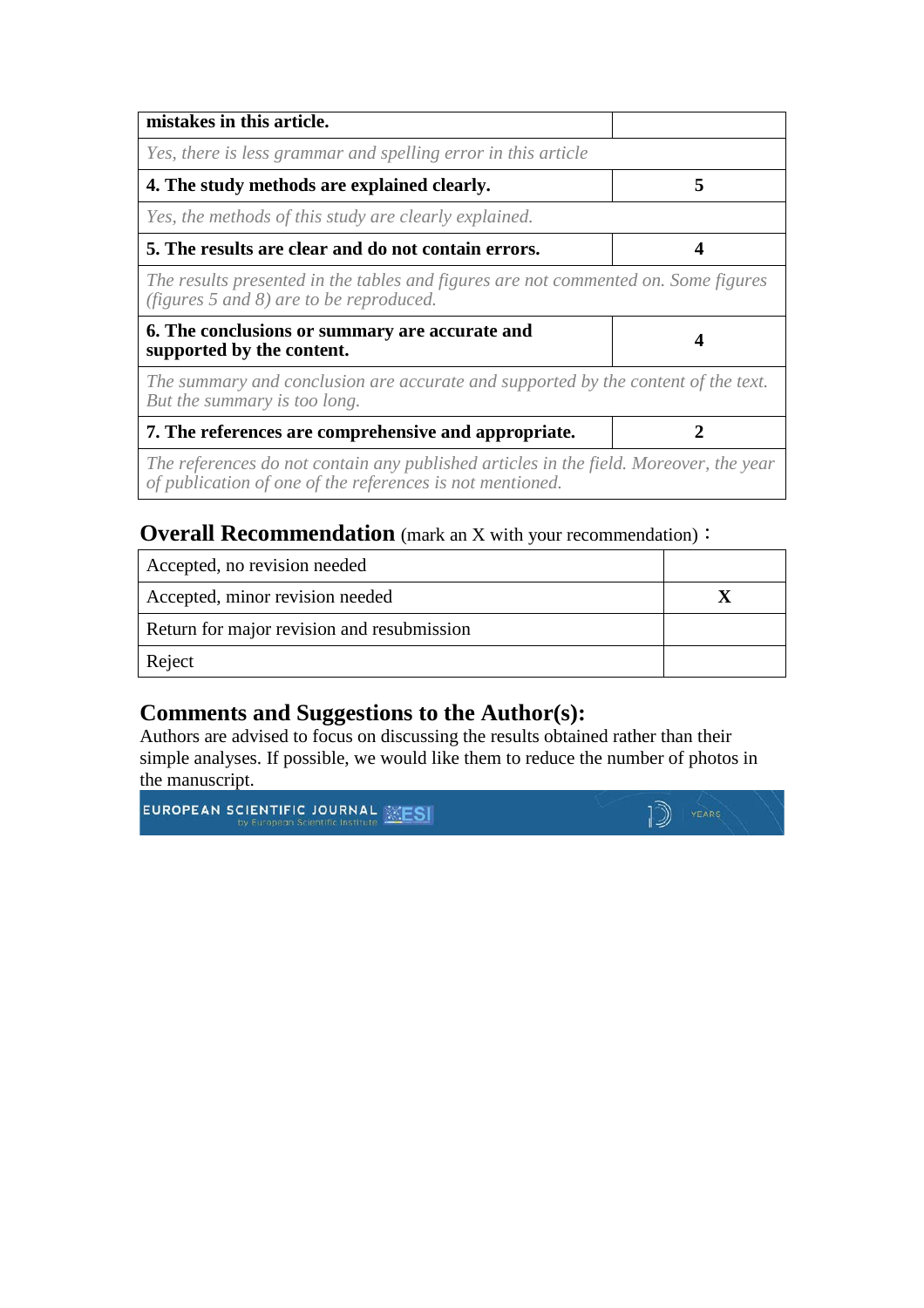| **mistakes in this article.** | |
|---|---|
| *Yes, there is less grammar and spelling error in this article* | |
| **4. The study methods are explained clearly.** | **5** |
| *Yes, the methods of this study are clearly explained.* | |
| **5. The results are clear and do not contain errors.** | **4** |
| *The results presented in the tables and figures are not commented on. Some figures (figures 5 and 8) are to be reproduced.* | |
| **6. The conclusions or summary are accurate and supported by the content.** | **4** |
| *The summary and conclusion are accurate and supported by the content of the text. But the summary is too long.* | |
| **7. The references are comprehensive and appropriate.** | **2** |
| *The references do not contain any published articles in the field. Moreover, the year of publication of one of the references is not mentioned.* | |

## **Overall Recommendation** (mark an X with your recommendation)：

| Accepted, no revision needed | |
|---|---|
| Accepted, minor revision needed | **X** |
| Return for major revision and resubmission | |
| Reject | |

## Comments and Suggestions to the Author(s):

Authors are advised to focus on discussing the results obtained rather than their simple analyses. If possible, we would like them to reduce the number of photos in the manuscript.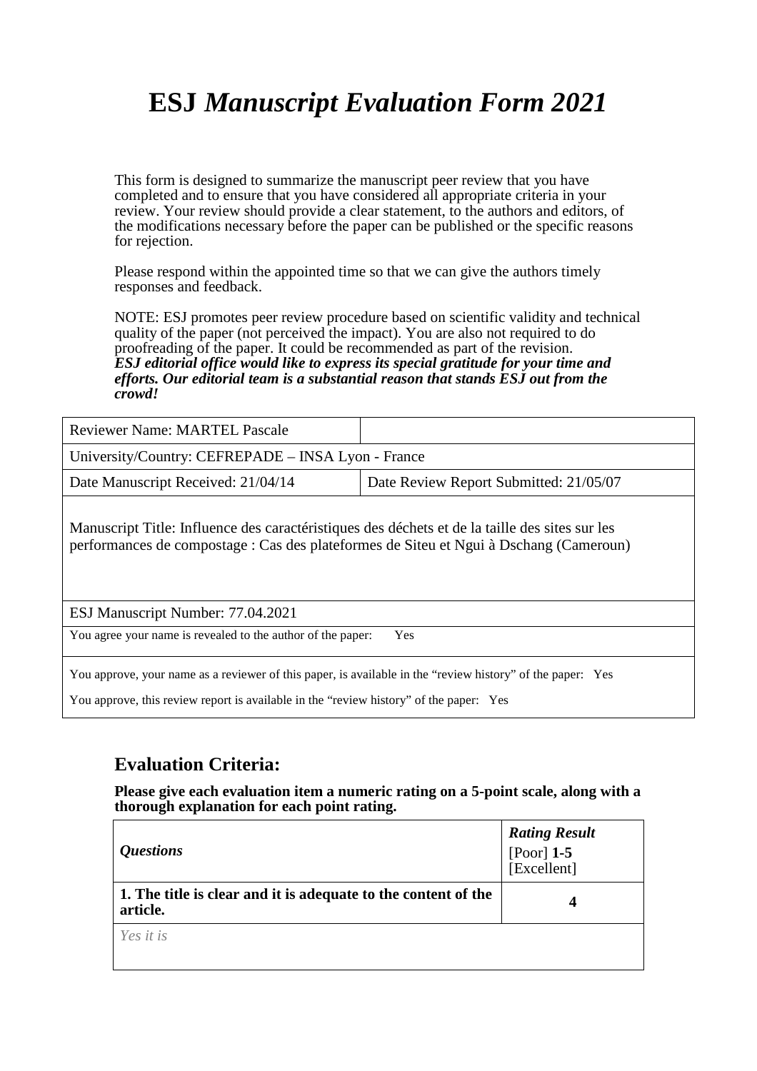# ESJ *Manuscript Evaluation Form 2021*

This form is designed to summarize the manuscript peer review that you have completed and to ensure that you have considered all appropriate criteria in your review. Your review should provide a clear statement, to the authors and editors, of the modifications necessary before the paper can be published or the specific reasons for rejection.

Please respond within the appointed time so that we can give the authors timely responses and feedback.

NOTE: ESJ promotes peer review procedure based on scientific validity and technical quality of the paper (not perceived the impact). You are also not required to do proofreading of the paper. It could be recommended as part of the revision.
***ESJ editorial office would like to express its special gratitude for your time and efforts. Our editorial team is a substantial reason that stands ESJ out from the crowd!***

| Reviewer Name: MARTEL Pascale | |
|---|---|
| University/Country: CEFREPADE – INSA Lyon - France | |
| Date Manuscript Received: 21/04/14 | Date Review Report Submitted: 21/05/07 |
| Manuscript Title: Influence des caractéristiques des déchets et de la taille des sites sur les performances de compostage : Cas des plateformes de Siteu et Ngui à Dschang (Cameroun) | |
| ESJ Manuscript Number: 77.04.2021 | |
| You agree your name is revealed to the author of the paper: Yes | |
| You approve, your name as a reviewer of this paper, is available in the "review history" of the paper: Yes<br>You approve, this review report is available in the "review history" of the paper: Yes | |

## Evaluation Criteria:

**Please give each evaluation item a numeric rating on a 5-point scale, along with a thorough explanation for each point rating.**

| *Questions* | ***Rating Result*** [Poor] **1-5** [Excellent] |
|---|---|
| **1. The title is clear and it is adequate to the content of the article.** | **4** |
| *Yes it is* | |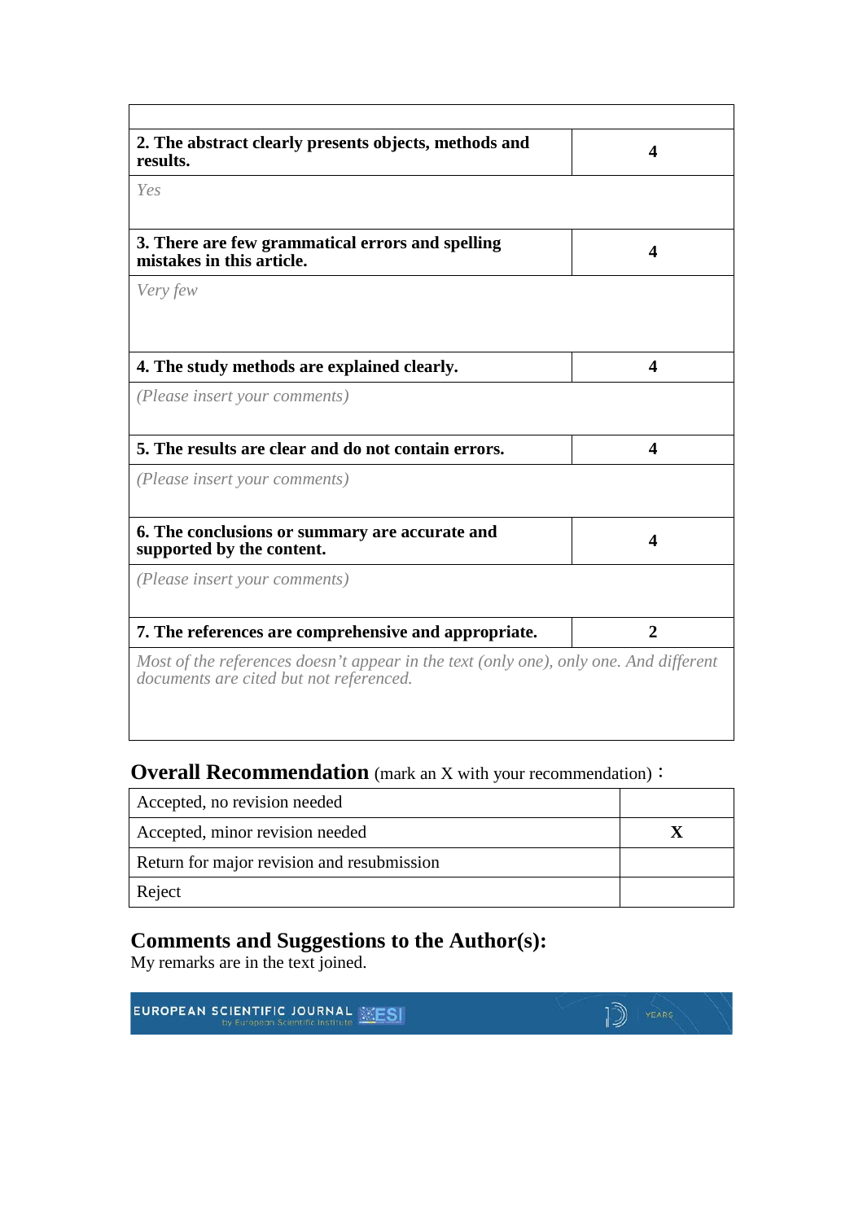| | |
|---|---|
| | |
| **2. The abstract clearly presents objects, methods and results.** | **4** |
| *Yes* | |
| **3. There are few grammatical errors and spelling mistakes in this article.** | **4** |
| *Very few* | |
| **4. The study methods are explained clearly.** | **4** |
| *(Please insert your comments)* | |
| **5. The results are clear and do not contain errors.** | **4** |
| *(Please insert your comments)* | |
| **6. The conclusions or summary are accurate and supported by the content.** | **4** |
| *(Please insert your comments)* | |
| **7. The references are comprehensive and appropriate.** | **2** |
| *Most of the references doesn't appear in the text (only one), only one. And different documents are cited but not referenced.* | |

## Overall Recommendation (mark an X with your recommendation)：

| | |
|---|---|
| Accepted, no revision needed | |
| Accepted, minor revision needed | **X** |
| Return for major revision and resubmission | |
| Reject | |

## Comments and Suggestions to the Author(s):

My remarks are in the text joined.